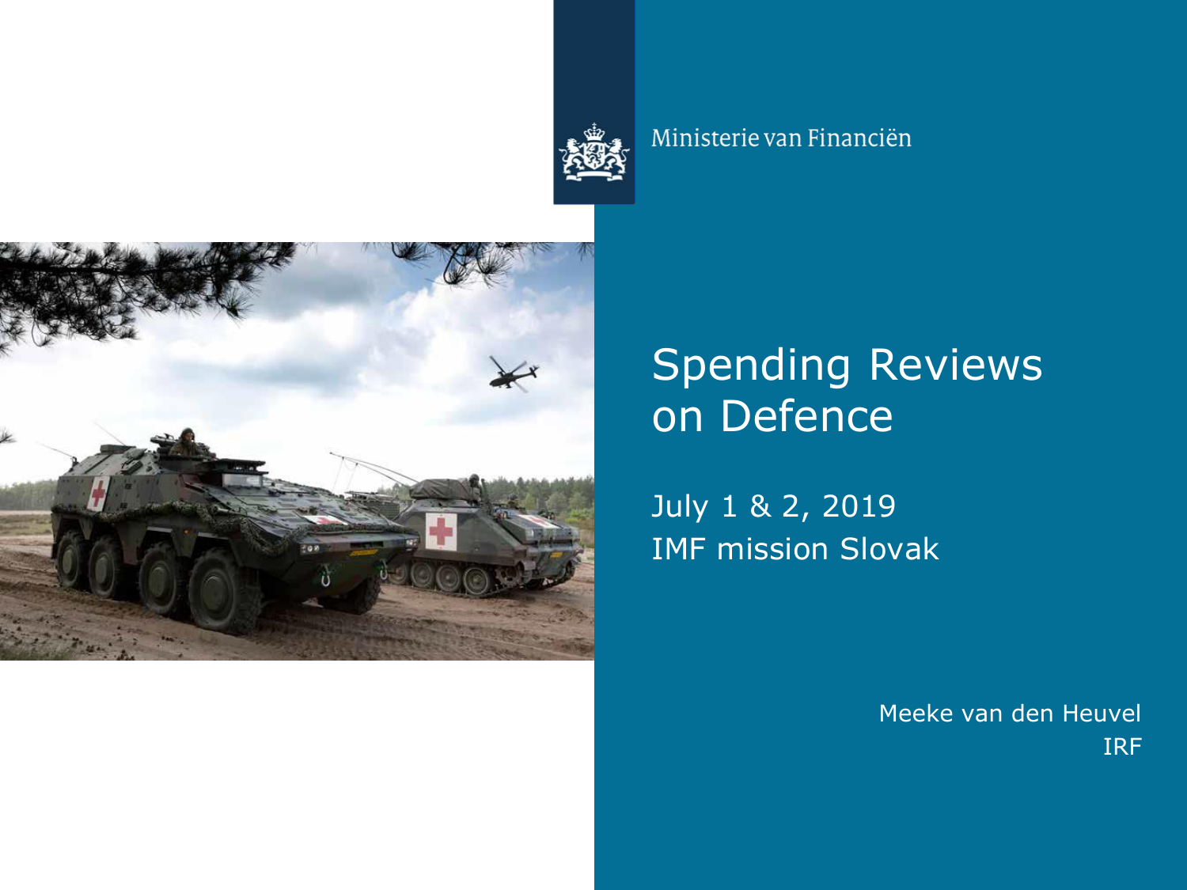Ministerie van Financiën

# Spending Reviews on Defence

July 1 & 2, 2019
IMF mission Slovak

Meeke van den Heuvel
IRF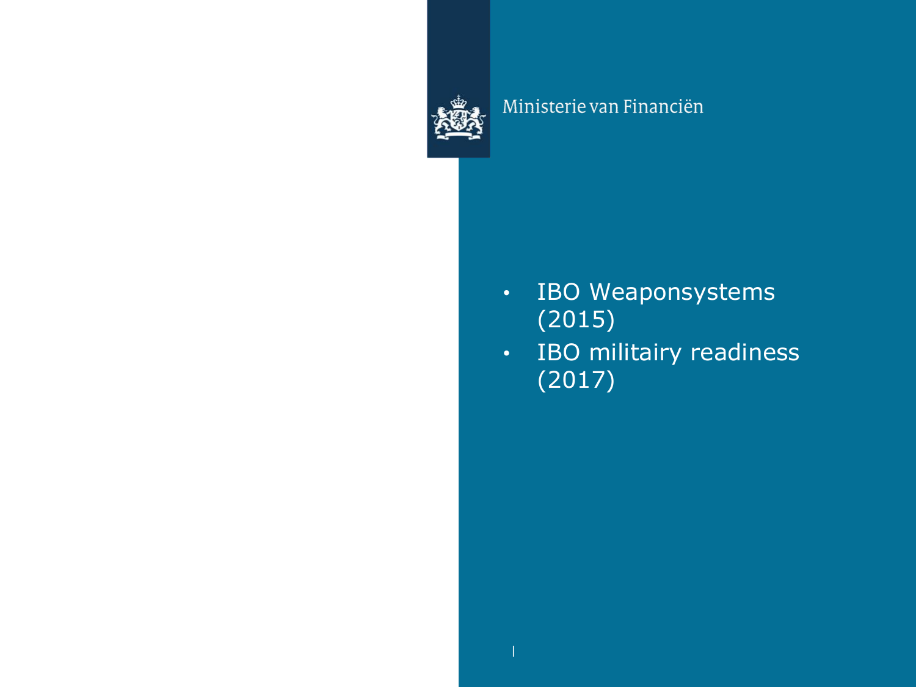Ministerie van Financiën

- IBO Weaponsystems (2015)
- IBO militairy readiness (2017)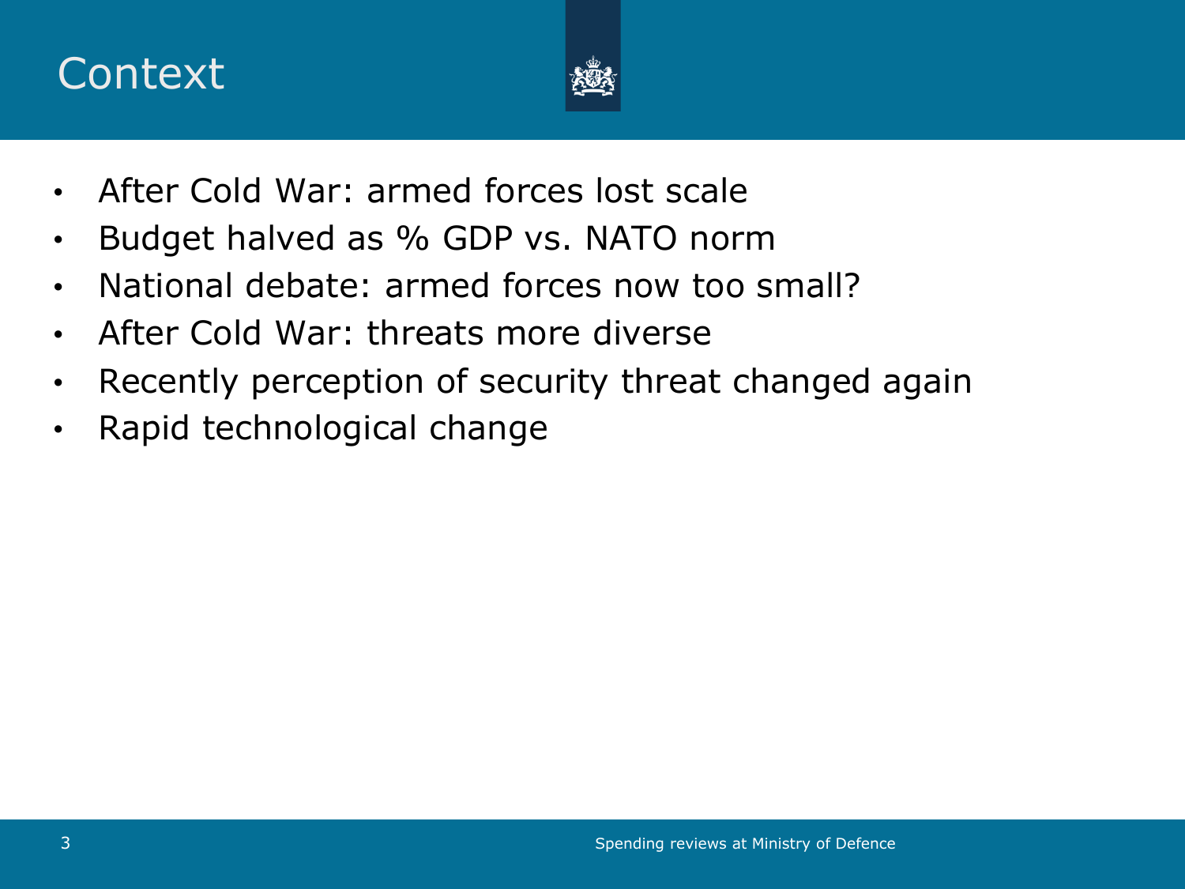# Context

- After Cold War: armed forces lost scale
- Budget halved as % GDP vs. NATO norm
- National debate: armed forces now too small?
- After Cold War: threats more diverse
- Recently perception of security threat changed again
- Rapid technological change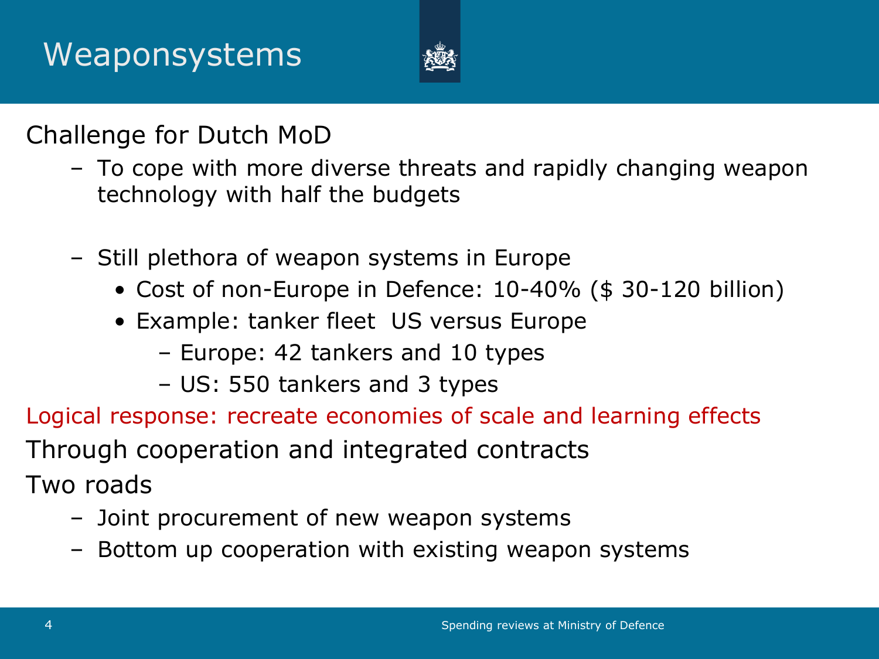# Weaponsystems

Challenge for Dutch MoD

- To cope with more diverse threats and rapidly changing weapon technology with half the budgets

- Still plethora of weapon systems in Europe
  - Cost of non-Europe in Defence: 10-40% ($ 30-120 billion)
  - Example: tanker fleet US versus Europe
    - Europe: 42 tankers and 10 types
    - US: 550 tankers and 3 types

Logical response: recreate economies of scale and learning effects

Through cooperation and integrated contracts

Two roads

- Joint procurement of new weapon systems
- Bottom up cooperation with existing weapon systems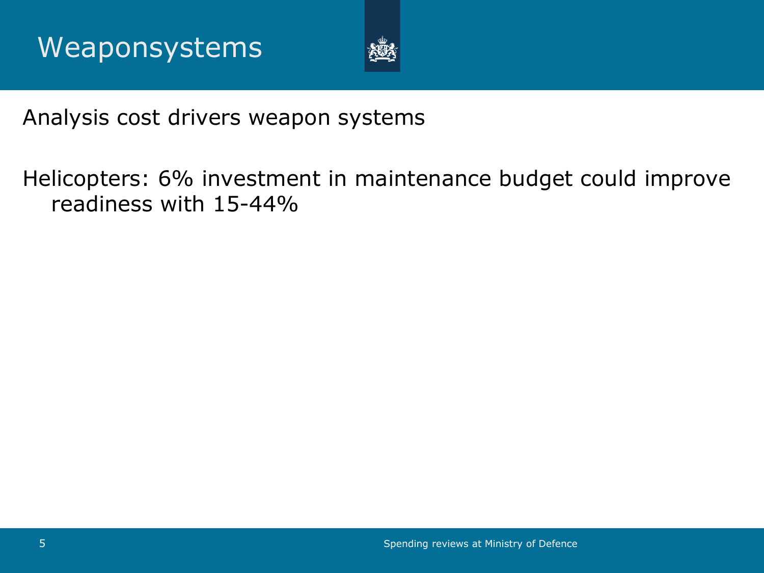# Weaponsystems

Analysis cost drivers weapon systems

Helicopters: 6% investment in maintenance budget could improve readiness with 15-44%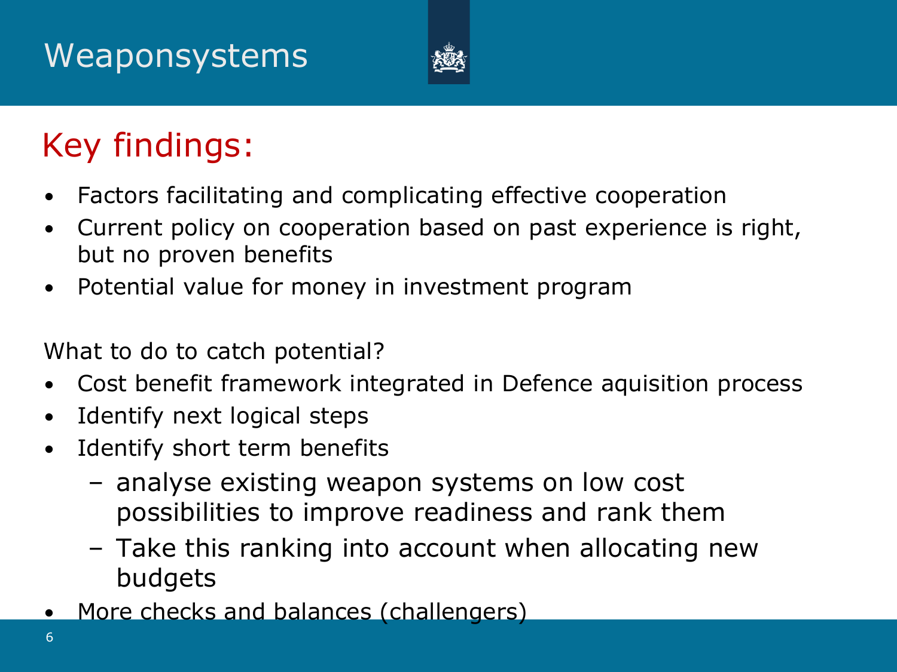# Weaponsystems

## Key findings:

- Factors facilitating and complicating effective cooperation
- Current policy on cooperation based on past experience is right, but no proven benefits
- Potential value for money in investment program

What to do to catch potential?

- Cost benefit framework integrated in Defence aquisition process
- Identify next logical steps
- Identify short term benefits
  - analyse existing weapon systems on low cost possibilities to improve readiness and rank them
  - Take this ranking into account when allocating new budgets
- More checks and balances (challengers)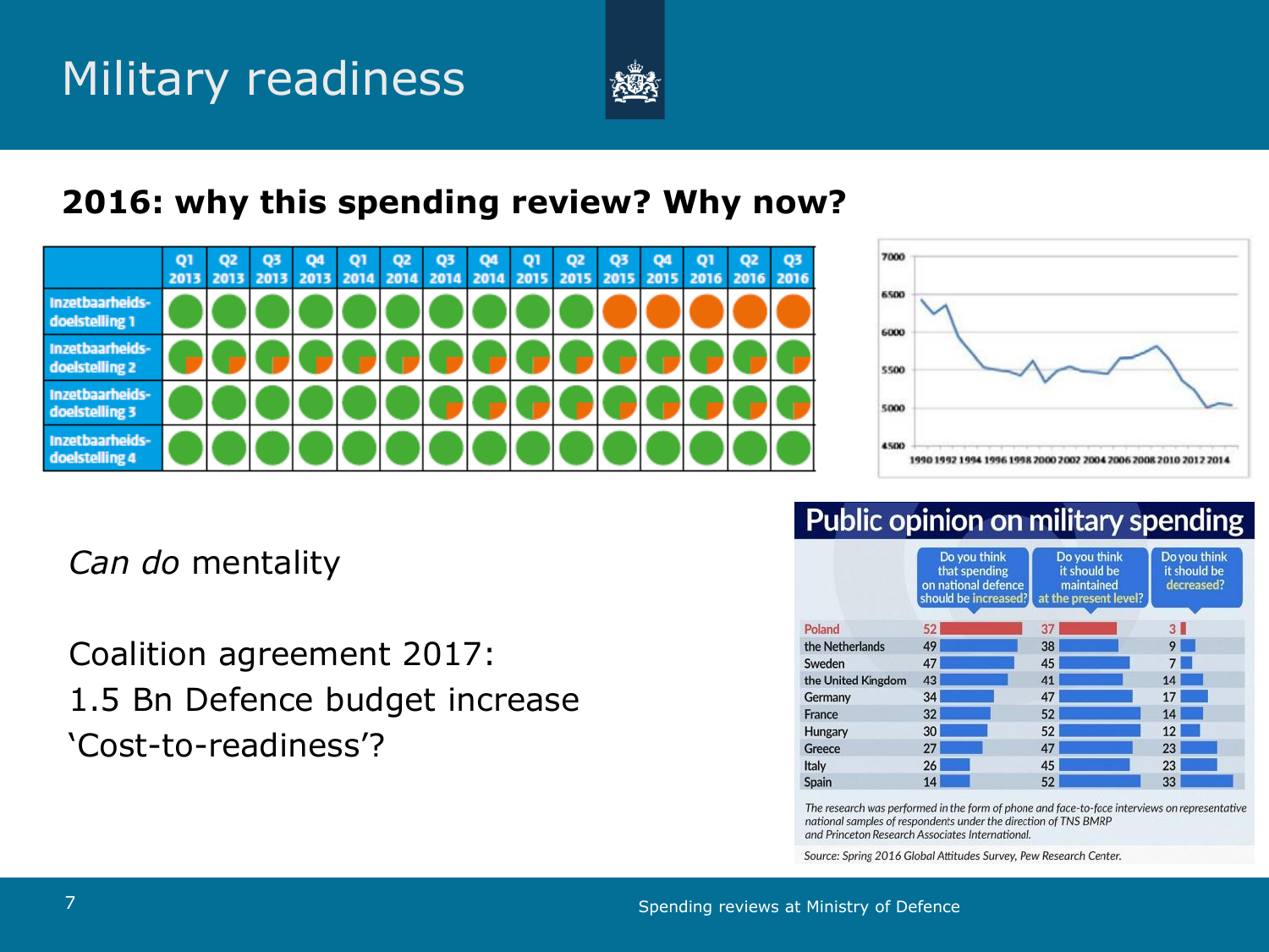# Military readiness

## 2016: why this spending review? Why now?

| | Q1 2013 | Q2 2013 | Q3 2013 | Q4 2013 | Q1 2014 | Q2 2014 | Q3 2014 | Q4 2014 | Q1 2015 | Q2 2015 | Q3 2015 | Q4 2015 | Q1 2016 | Q2 2016 | Q3 2016 |
|---|---|---|---|---|---|---|---|---|---|---|---|---|---|---|---|
| Inzetbaarheids-doelstelling 1 | | | | | | | | | | | | | | | |
| Inzetbaarheids-doelstelling 2 | | | | | | | | | | | | | | | |
| Inzetbaarheids-doelstelling 3 | | | | | | | | | | | | | | | |
| Inzetbaarheids-doelstelling 4 | | | | | | | | | | | | | | | |

*Can do* mentality

Coalition agreement 2017:
1.5 Bn Defence budget increase
'Cost-to-readiness'?

### Public opinion on military spending

| | Do you think that spending on national defence should be increased? | Do you think it should be maintained at the present level? | Do you think it should be decreased? |
|---|---|---|---|
| Poland | 52 | 37 | 3 |
| the Netherlands | 49 | 38 | 9 |
| Sweden | 47 | 45 | 7 |
| the United Kingdom | 43 | 41 | 14 |
| Germany | 34 | 47 | 17 |
| France | 32 | 52 | 14 |
| Hungary | 30 | 52 | 12 |
| Greece | 27 | 47 | 23 |
| Italy | 26 | 45 | 23 |
| Spain | 14 | 52 | 33 |

*The research was performed in the form of phone and face-to-face interviews on representative national samples of respondents under the direction of TNS BMRP and Princeton Research Associates International.*

*Source: Spring 2016 Global Attitudes Survey, Pew Research Center.*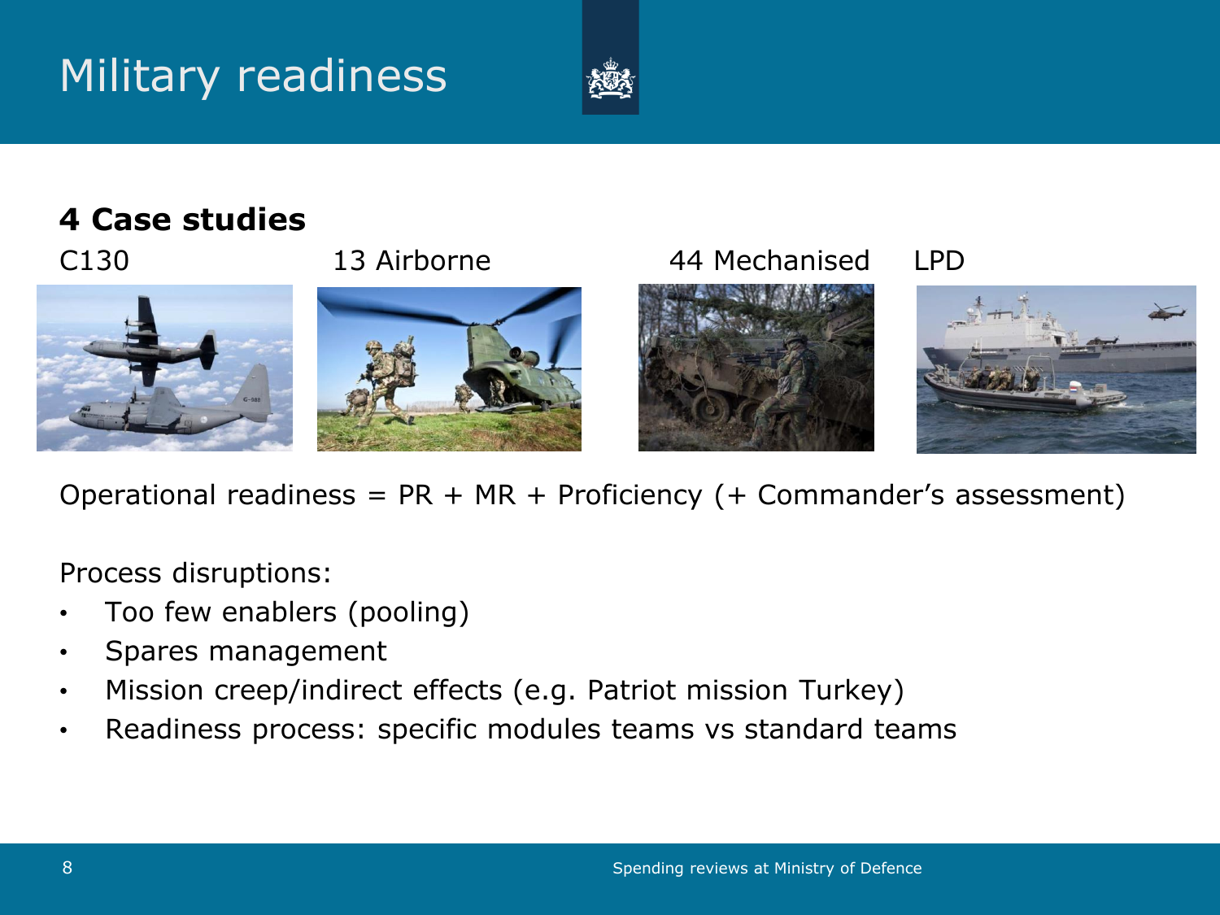# Military readiness

**4 Case studies**

C130 13 Airborne 44 Mechanised LPD

Operational readiness = PR + MR + Proficiency (+ Commander's assessment)

Process disruptions:

- Too few enablers (pooling)
- Spares management
- Mission creep/indirect effects (e.g. Patriot mission Turkey)
- Readiness process: specific modules teams vs standard teams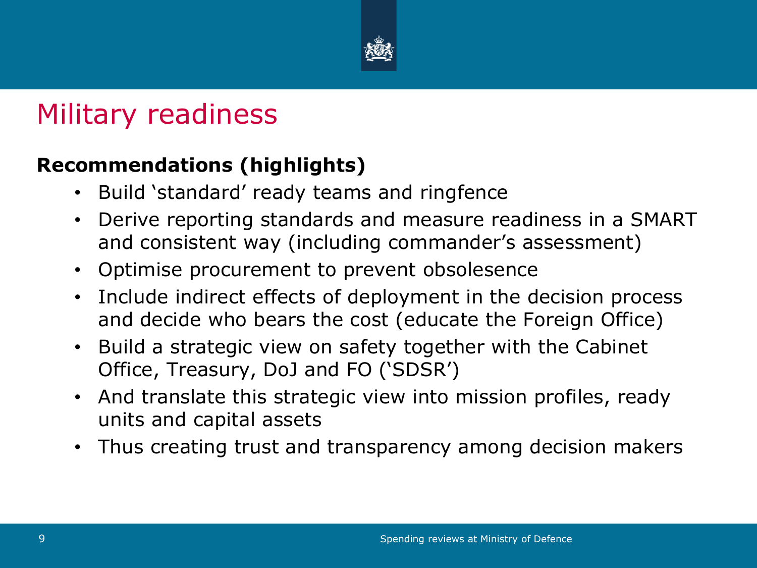# Military readiness

**Recommendations (highlights)**

- Build ‘standard’ ready teams and ringfence
- Derive reporting standards and measure readiness in a SMART and consistent way (including commander’s assessment)
- Optimise procurement to prevent obsolesence
- Include indirect effects of deployment in the decision process and decide who bears the cost (educate the Foreign Office)
- Build a strategic view on safety together with the Cabinet Office, Treasury, DoJ and FO (‘SDSR’)
- And translate this strategic view into mission profiles, ready units and capital assets
- Thus creating trust and transparency among decision makers